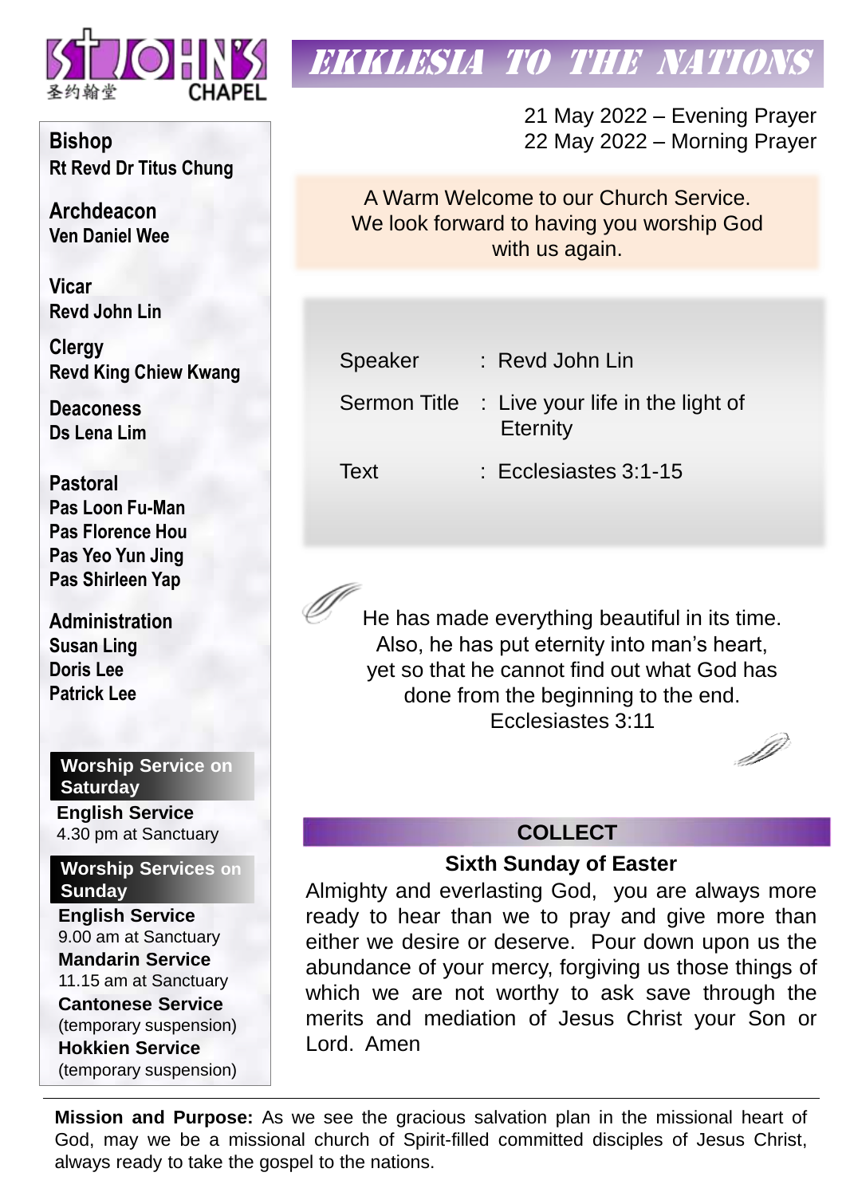ST JOHN'S CHAPEL 圣约翰堂

# EKKLESIA TO THE NATIONS

21 May 2022 – Evening Prayer
22 May 2022 – Morning Prayer

A Warm Welcome to our Church Service.
We look forward to having you worship God with us again.

| | |
|---|---|
| Speaker | : Revd John Lin |
| Sermon Title | : Live your life in the light of Eternity |
| Text | : Ecclesiastes 3:1-15 |

He has made everything beautiful in its time.
Also, he has put eternity into man's heart,
yet so that he cannot find out what God has
done from the beginning to the end.
Ecclesiastes 3:11

## COLLECT

**Sixth Sunday of Easter**

Almighty and everlasting God, you are always more ready to hear than we to pray and give more than either we desire or deserve. Pour down upon us the abundance of your mercy, forgiving us those things of which we are not worthy to ask save through the merits and mediation of Jesus Christ your Son or Lord. Amen

**Bishop**
Rt Revd Dr Titus Chung

**Archdeacon**
Ven Daniel Wee

**Vicar**
Revd John Lin

**Clergy**
Revd King Chiew Kwang

**Deaconess**
Ds Lena Lim

**Pastoral**
Pas Loon Fu-Man
Pas Florence Hou
Pas Yeo Yun Jing
Pas Shirleen Yap

**Administration**
Susan Ling
Doris Lee
Patrick Lee

**Worship Service on Saturday**

**English Service**
4.30 pm at Sanctuary

**Worship Services on Sunday**

**English Service**
9.00 am at Sanctuary

**Mandarin Service**
11.15 am at Sanctuary

**Cantonese Service**
(temporary suspension)

**Hokkien Service**
(temporary suspension)

**Mission and Purpose:** As we see the gracious salvation plan in the missional heart of God, may we be a missional church of Spirit-filled committed disciples of Jesus Christ, always ready to take the gospel to the nations.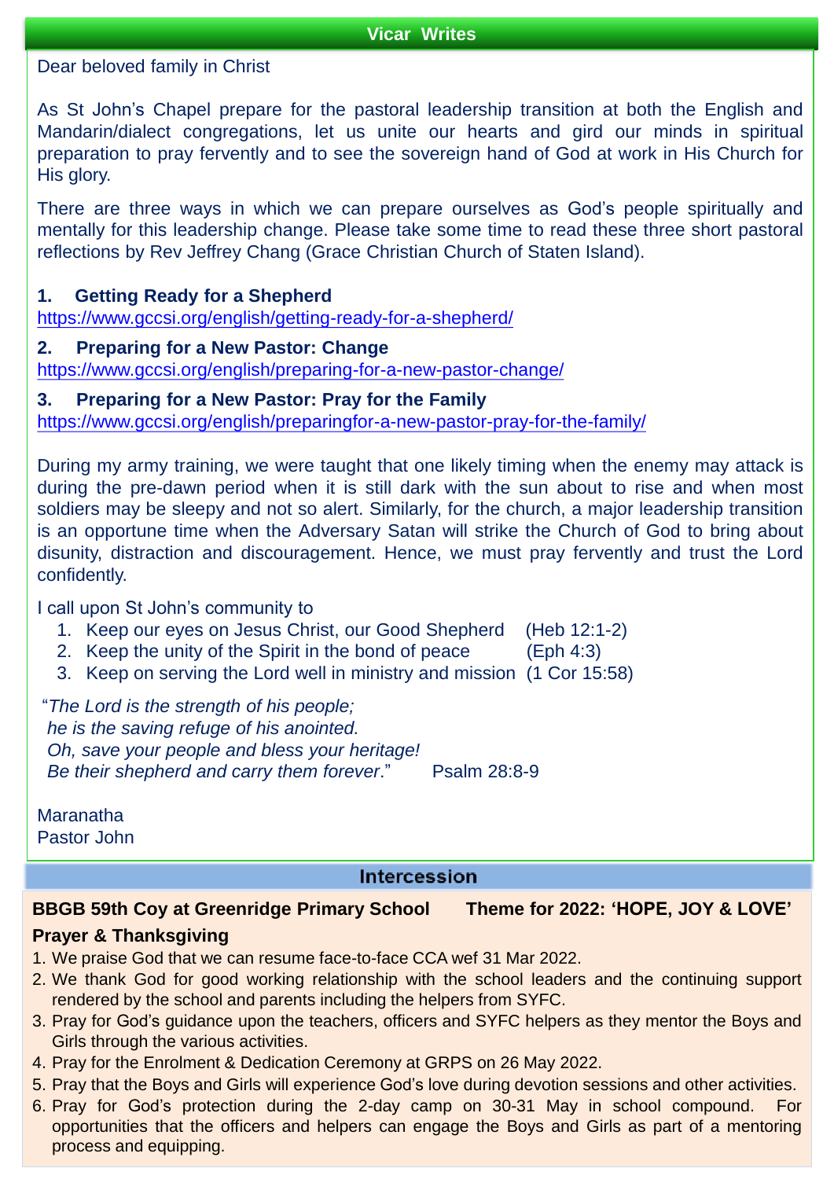## Vicar Writes

Dear beloved family in Christ

As St John's Chapel prepare for the pastoral leadership transition at both the English and Mandarin/dialect congregations, let us unite our hearts and gird our minds in spiritual preparation to pray fervently and to see the sovereign hand of God at work in His Church for His glory.

There are three ways in which we can prepare ourselves as God's people spiritually and mentally for this leadership change. Please take some time to read these three short pastoral reflections by Rev Jeffrey Chang (Grace Christian Church of Staten Island).

1. **Getting Ready for a Shepherd**
   https://www.gccsi.org/english/getting-ready-for-a-shepherd/
2. **Preparing for a New Pastor: Change**
   https://www.gccsi.org/english/preparing-for-a-new-pastor-change/
3. **Preparing for a New Pastor: Pray for the Family**
   https://www.gccsi.org/english/preparingfor-a-new-pastor-pray-for-the-family/

During my army training, we were taught that one likely timing when the enemy may attack is during the pre-dawn period when it is still dark with the sun about to rise and when most soldiers may be sleepy and not so alert. Similarly, for the church, a major leadership transition is an opportune time when the Adversary Satan will strike the Church of God to bring about disunity, distraction and discouragement. Hence, we must pray fervently and trust the Lord confidently.

I call upon St John's community to

1. Keep our eyes on Jesus Christ, our Good Shepherd (Heb 12:1-2)
2. Keep the unity of the Spirit in the bond of peace (Eph 4:3)
3. Keep on serving the Lord well in ministry and mission (1 Cor 15:58)

"*The Lord is the strength of his people;*
*he is the saving refuge of his anointed.*
*Oh, save your people and bless your heritage!*
*Be their shepherd and carry them forever*." Psalm 28:8-9

Maranatha
Pastor John

## Intercession

**BBGB 59th Coy at Greenridge Primary School** **Theme for 2022: 'HOPE, JOY & LOVE'**

**Prayer & Thanksgiving**

1. We praise God that we can resume face-to-face CCA wef 31 Mar 2022.
2. We thank God for good working relationship with the school leaders and the continuing support rendered by the school and parents including the helpers from SYFC.
3. Pray for God's guidance upon the teachers, officers and SYFC helpers as they mentor the Boys and Girls through the various activities.
4. Pray for the Enrolment & Dedication Ceremony at GRPS on 26 May 2022.
5. Pray that the Boys and Girls will experience God's love during devotion sessions and other activities.
6. Pray for God's protection during the 2-day camp on 30-31 May in school compound. For opportunities that the officers and helpers can engage the Boys and Girls as part of a mentoring process and equipping.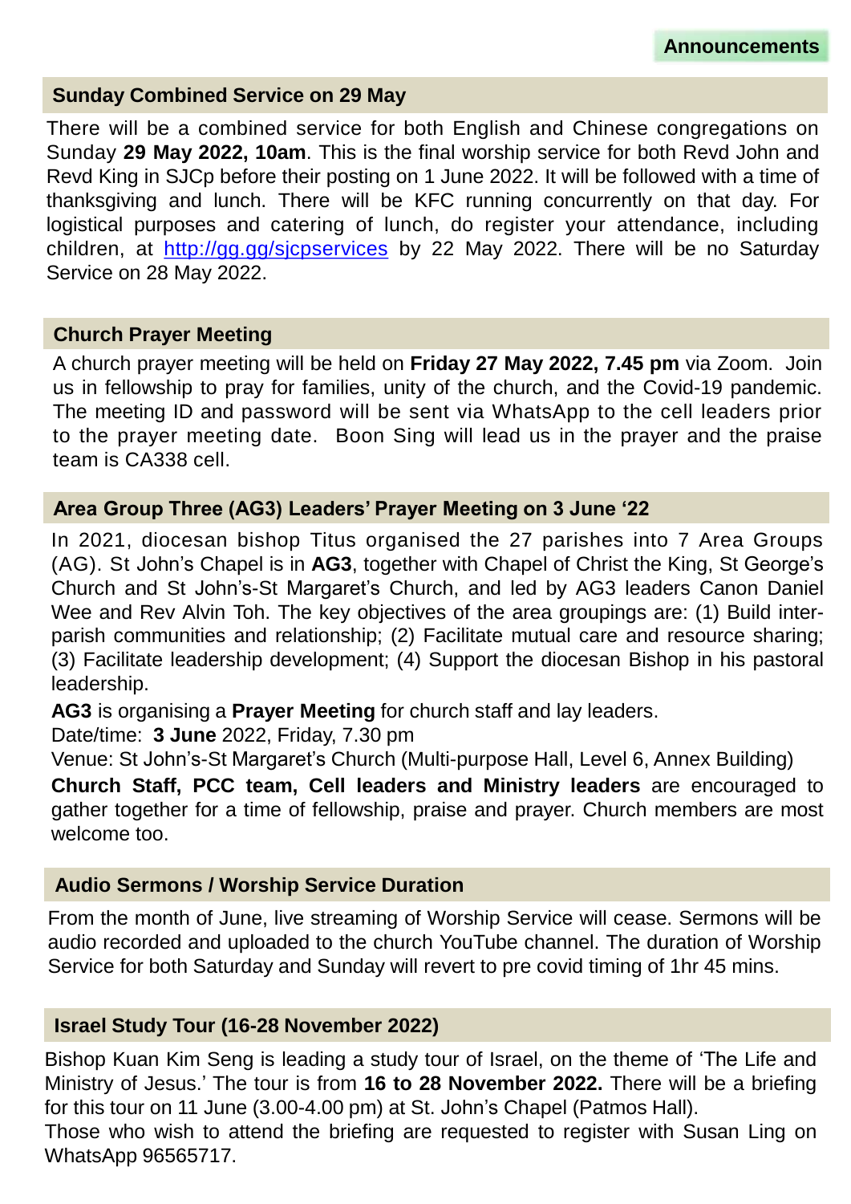# Announcements

## Sunday Combined Service on 29 May

There will be a combined service for both English and Chinese congregations on Sunday **29 May 2022, 10am**. This is the final worship service for both Revd John and Revd King in SJCp before their posting on 1 June 2022. It will be followed with a time of thanksgiving and lunch. There will be KFC running concurrently on that day. For logistical purposes and catering of lunch, do register your attendance, including children, at http://gg.gg/sjcpservices by 22 May 2022. There will be no Saturday Service on 28 May 2022.

## Church Prayer Meeting

A church prayer meeting will be held on **Friday 27 May 2022, 7.45 pm** via Zoom. Join us in fellowship to pray for families, unity of the church, and the Covid-19 pandemic. The meeting ID and password will be sent via WhatsApp to the cell leaders prior to the prayer meeting date. Boon Sing will lead us in the prayer and the praise team is CA338 cell.

## Area Group Three (AG3) Leaders' Prayer Meeting on 3 June '22

In 2021, diocesan bishop Titus organised the 27 parishes into 7 Area Groups (AG). St John's Chapel is in **AG3**, together with Chapel of Christ the King, St George's Church and St John's-St Margaret's Church, and led by AG3 leaders Canon Daniel Wee and Rev Alvin Toh. The key objectives of the area groupings are: (1) Build inter-parish communities and relationship; (2) Facilitate mutual care and resource sharing; (3) Facilitate leadership development; (4) Support the diocesan Bishop in his pastoral leadership.

**AG3** is organising a **Prayer Meeting** for church staff and lay leaders.

Date/time: **3 June** 2022, Friday, 7.30 pm

Venue: St John's-St Margaret's Church (Multi-purpose Hall, Level 6, Annex Building)

**Church Staff, PCC team, Cell leaders and Ministry leaders** are encouraged to gather together for a time of fellowship, praise and prayer. Church members are most welcome too.

## Audio Sermons / Worship Service Duration

From the month of June, live streaming of Worship Service will cease. Sermons will be audio recorded and uploaded to the church YouTube channel. The duration of Worship Service for both Saturday and Sunday will revert to pre covid timing of 1hr 45 mins.

## Israel Study Tour (16-28 November 2022)

Bishop Kuan Kim Seng is leading a study tour of Israel, on the theme of 'The Life and Ministry of Jesus.' The tour is from **16 to 28 November 2022.** There will be a briefing for this tour on 11 June (3.00-4.00 pm) at St. John's Chapel (Patmos Hall).

Those who wish to attend the briefing are requested to register with Susan Ling on WhatsApp 96565717.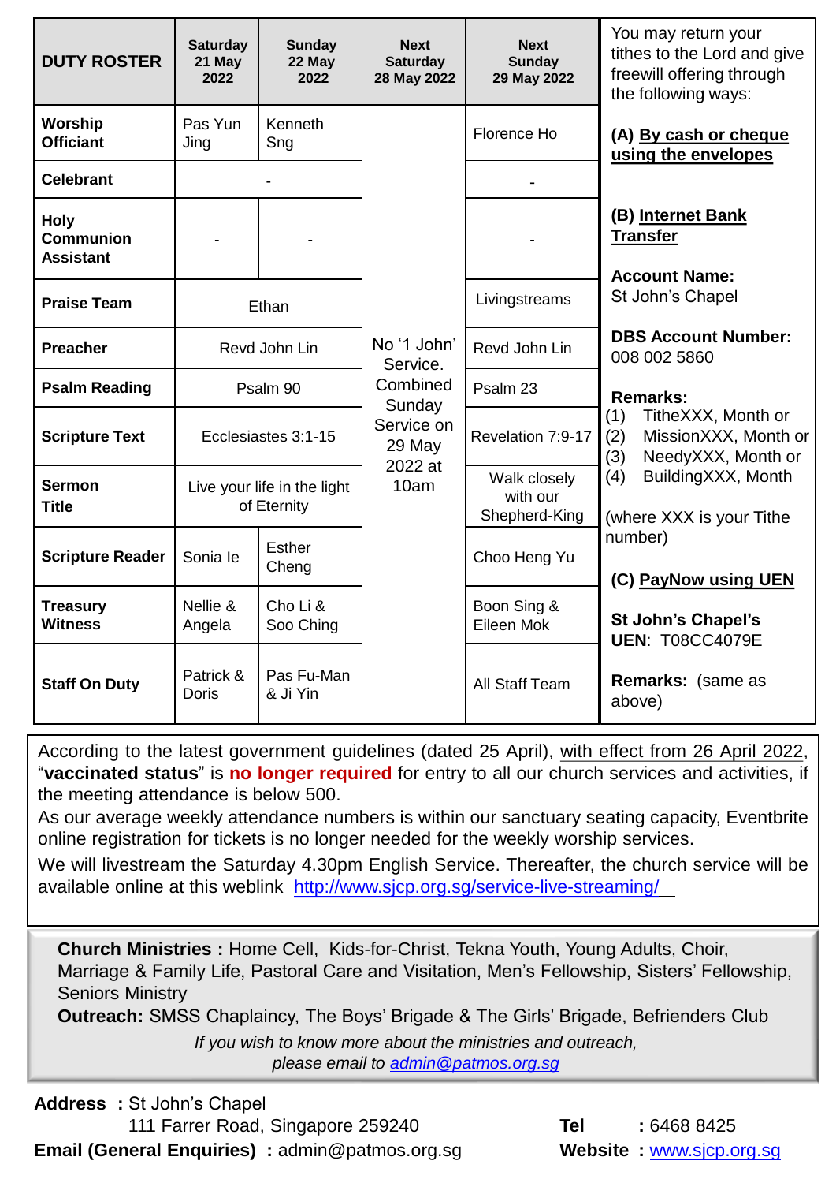| DUTY ROSTER | Saturday 21 May 2022 | Sunday 22 May 2022 | Next Saturday 28 May 2022 | Next Sunday 29 May 2022 |
|---|---|---|---|---|
| **Worship Officiant** | Pas Yun Jing | Kenneth Sng | No '1 John' Service. Combined Sunday Service on 29 May 2022 at 10am | Florence Ho |
| **Celebrant** | - | | | - |
| **Holy Communion Assistant** | - | - | | - |
| **Praise Team** | Ethan | | | Livingstreams |
| **Preacher** | Revd John Lin | | | Revd John Lin |
| **Psalm Reading** | Psalm 90 | | | Psalm 23 |
| **Scripture Text** | Ecclesiastes 3:1-15 | | | Revelation 7:9-17 |
| **Sermon Title** | Live your life in the light of Eternity | | | Walk closely with our Shepherd-King |
| **Scripture Reader** | Sonia Ie | Esther Cheng | | Choo Heng Yu |
| **Treasury Witness** | Nellie & Angela | Cho Li & Soo Ching | | Boon Sing & Eileen Mok |
| **Staff On Duty** | Patrick & Doris | Pas Fu-Man & Ji Yin | | All Staff Team |

You may return your tithes to the Lord and give freewill offering through the following ways:

**(A) By cash or cheque using the envelopes**

**(B) Internet Bank Transfer**

**Account Name:** St John's Chapel

**DBS Account Number:** 008 002 5860

**Remarks:**
(1) TitheXXX, Month or
(2) MissionXXX, Month or
(3) NeedyXXX, Month or
(4) BuildingXXX, Month

(where XXX is your Tithe number)

**(C) PayNow using UEN**

**St John's Chapel's UEN**: T08CC4079E

**Remarks:** (same as above)

According to the latest government guidelines (dated 25 April), with effect from 26 April 2022, "**vaccinated status**" is **no longer required** for entry to all our church services and activities, if the meeting attendance is below 500.

As our average weekly attendance numbers is within our sanctuary seating capacity, Eventbrite online registration for tickets is no longer needed for the weekly worship services.

We will livestream the Saturday 4.30pm English Service. Thereafter, the church service will be available online at this weblink http://www.sjcp.org.sg/service-live-streaming/

**Church Ministries :** Home Cell, Kids-for-Christ, Tekna Youth, Young Adults, Choir, Marriage & Family Life, Pastoral Care and Visitation, Men's Fellowship, Sisters' Fellowship, Seniors Ministry

**Outreach:** SMSS Chaplaincy, The Boys' Brigade & The Girls' Brigade, Befrienders Club

*If you wish to know more about the ministries and outreach, please email to admin@patmos.org.sg*

**Address :** St John's Chapel
111 Farrer Road, Singapore 259240

**Email (General Enquiries) :** admin@patmos.org.sg

**Tel :** 6468 8425

**Website :** www.sjcp.org.sg